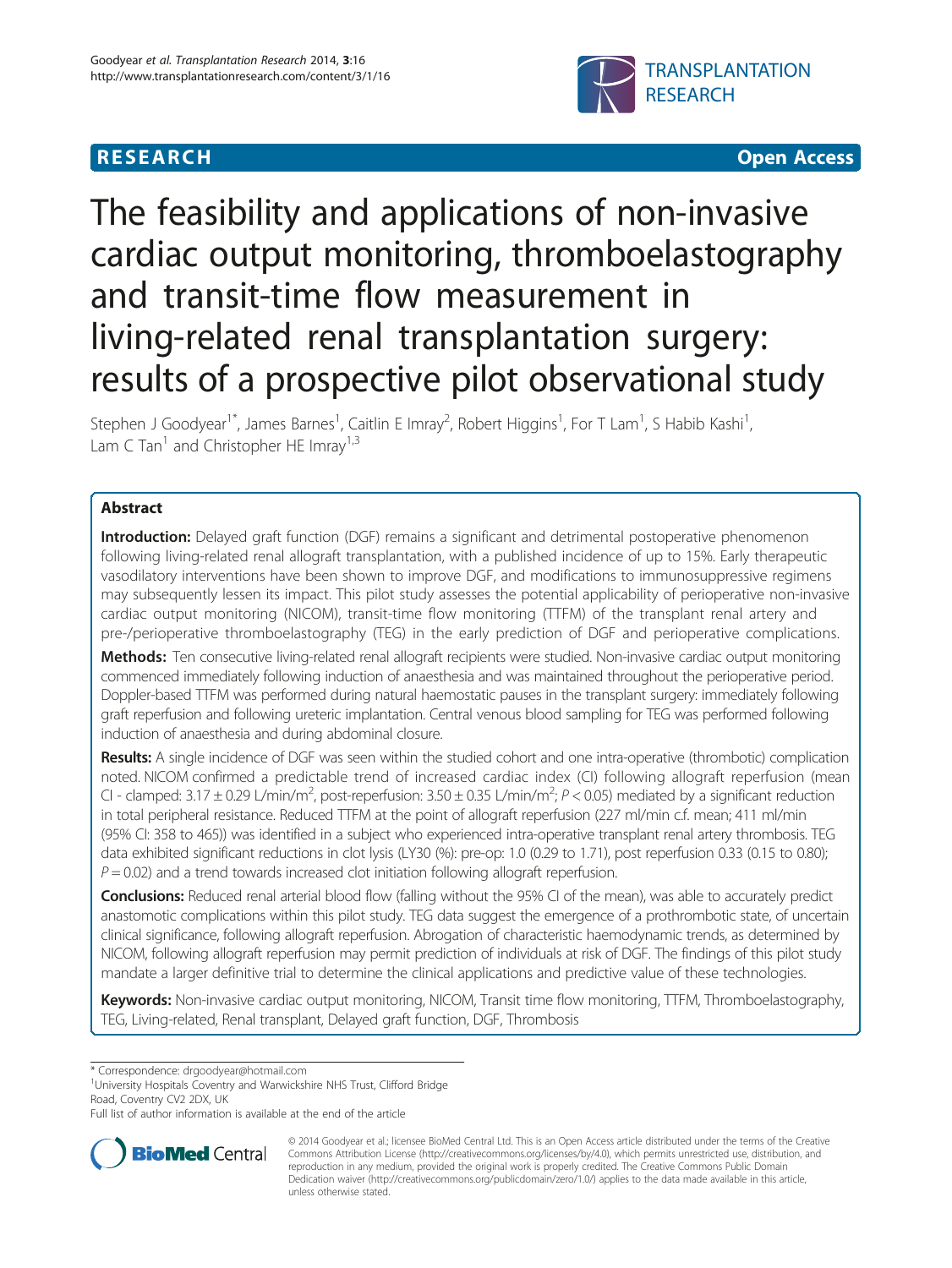**RESEARCH** **Open Access**

# The feasibility and applications of non-invasive cardiac output monitoring, thromboelastography and transit-time flow measurement in living-related renal transplantation surgery: results of a prospective pilot observational study

Stephen J Goodyear[1*], James Barnes[1], Caitlin E Imray[2], Robert Higgins[1], For T Lam[1], S Habib Kashi[1], Lam C Tan[1] and Christopher HE Imray[1,3]

## Abstract

**Introduction:** Delayed graft function (DGF) remains a significant and detrimental postoperative phenomenon following living-related renal allograft transplantation, with a published incidence of up to 15%. Early therapeutic vasodilatory interventions have been shown to improve DGF, and modifications to immunosuppressive regimens may subsequently lessen its impact. This pilot study assesses the potential applicability of perioperative non-invasive cardiac output monitoring (NICOM), transit-time flow monitoring (TTFM) of the transplant renal artery and pre-/perioperative thromboelastography (TEG) in the early prediction of DGF and perioperative complications.

**Methods:** Ten consecutive living-related renal allograft recipients were studied. Non-invasive cardiac output monitoring commenced immediately following induction of anaesthesia and was maintained throughout the perioperative period. Doppler-based TTFM was performed during natural haemostatic pauses in the transplant surgery: immediately following graft reperfusion and following ureteric implantation. Central venous blood sampling for TEG was performed following induction of anaesthesia and during abdominal closure.

**Results:** A single incidence of DGF was seen within the studied cohort and one intra-operative (thrombotic) complication noted. NICOM confirmed a predictable trend of increased cardiac index (CI) following allograft reperfusion (mean CI - clamped: $3.17 \pm 0.29$ L/min/m$^2$, post-reperfusion: $3.50 \pm 0.35$ L/min/m$^2$; $P < 0.05$) mediated by a significant reduction in total peripheral resistance. Reduced TTFM at the point of allograft reperfusion (227 ml/min c.f. mean; 411 ml/min (95% CI: 358 to 465)) was identified in a subject who experienced intra-operative transplant renal artery thrombosis. TEG data exhibited significant reductions in clot lysis (LY30 (%): pre-op: 1.0 (0.29 to 1.71), post reperfusion 0.33 (0.15 to 0.80); $P = 0.02$) and a trend towards increased clot initiation following allograft reperfusion.

**Conclusions:** Reduced renal arterial blood flow (falling without the 95% CI of the mean), was able to accurately predict anastomotic complications within this pilot study. TEG data suggest the emergence of a prothrombotic state, of uncertain clinical significance, following allograft reperfusion. Abrogation of characteristic haemodynamic trends, as determined by NICOM, following allograft reperfusion may permit prediction of individuals at risk of DGF. The findings of this pilot study mandate a larger definitive trial to determine the clinical applications and predictive value of these technologies.

**Keywords:** Non-invasive cardiac output monitoring, NICOM, Transit time flow monitoring, TTFM, Thromboelastography, TEG, Living-related, Renal transplant, Delayed graft function, DGF, Thrombosis

\* Correspondence: drgoodyear@hotmail.com
[1]University Hospitals Coventry and Warwickshire NHS Trust, Clifford Bridge Road, Coventry CV2 2DX, UK
Full list of author information is available at the end of the article

© 2014 Goodyear et al.; licensee BioMed Central Ltd. This is an Open Access article distributed under the terms of the Creative Commons Attribution License (http://creativecommons.org/licenses/by/4.0), which permits unrestricted use, distribution, and reproduction in any medium, provided the original work is properly credited. The Creative Commons Public Domain Dedication waiver (http://creativecommons.org/publicdomain/zero/1.0/) applies to the data made available in this article, unless otherwise stated.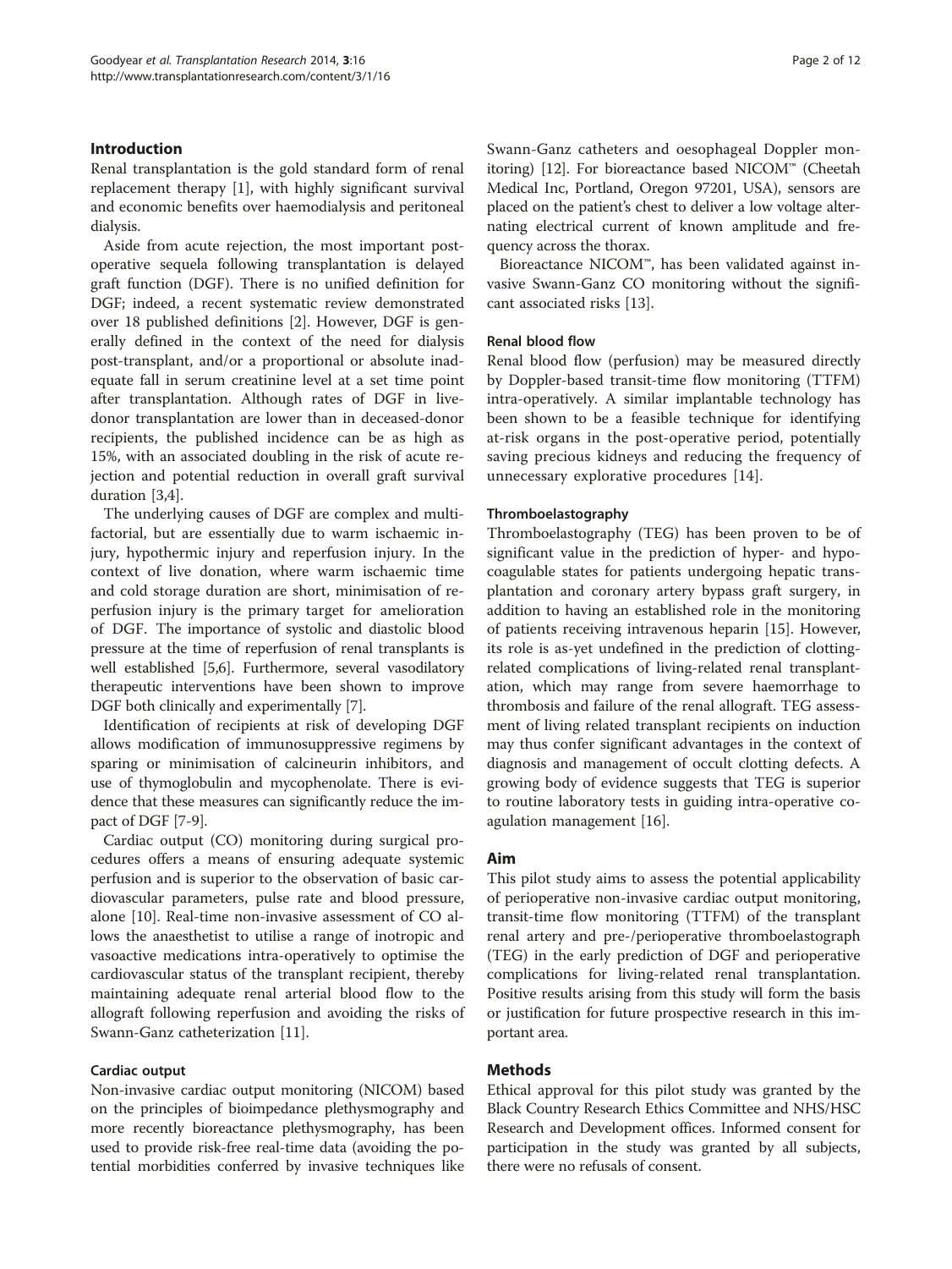## Introduction

Renal transplantation is the gold standard form of renal replacement therapy [1], with highly significant survival and economic benefits over haemodialysis and peritoneal dialysis.

Aside from acute rejection, the most important post-operative sequela following transplantation is delayed graft function (DGF). There is no unified definition for DGF; indeed, a recent systematic review demonstrated over 18 published definitions [2]. However, DGF is generally defined in the context of the need for dialysis post-transplant, and/or a proportional or absolute inadequate fall in serum creatinine level at a set time point after transplantation. Although rates of DGF in live-donor transplantation are lower than in deceased-donor recipients, the published incidence can be as high as 15%, with an associated doubling in the risk of acute rejection and potential reduction in overall graft survival duration [3,4].

The underlying causes of DGF are complex and multifactorial, but are essentially due to warm ischaemic injury, hypothermic injury and reperfusion injury. In the context of live donation, where warm ischaemic time and cold storage duration are short, minimisation of reperfusion injury is the primary target for amelioration of DGF. The importance of systolic and diastolic blood pressure at the time of reperfusion of renal transplants is well established [5,6]. Furthermore, several vasodilatory therapeutic interventions have been shown to improve DGF both clinically and experimentally [7].

Identification of recipients at risk of developing DGF allows modification of immunosuppressive regimens by sparing or minimisation of calcineurin inhibitors, and use of thymoglobulin and mycophenolate. There is evidence that these measures can significantly reduce the impact of DGF [7-9].

Cardiac output (CO) monitoring during surgical procedures offers a means of ensuring adequate systemic perfusion and is superior to the observation of basic cardiovascular parameters, pulse rate and blood pressure, alone [10]. Real-time non-invasive assessment of CO allows the anaesthetist to utilise a range of inotropic and vasoactive medications intra-operatively to optimise the cardiovascular status of the transplant recipient, thereby maintaining adequate renal arterial blood flow to the allograft following reperfusion and avoiding the risks of Swann-Ganz catheterization [11].

### Cardiac output

Non-invasive cardiac output monitoring (NICOM) based on the principles of bioimpedance plethysmography and more recently bioreactance plethysmography, has been used to provide risk-free real-time data (avoiding the potential morbidities conferred by invasive techniques like Swann-Ganz catheters and oesophageal Doppler monitoring) [12]. For bioreactance based NICOM™ (Cheetah Medical Inc, Portland, Oregon 97201, USA), sensors are placed on the patient's chest to deliver a low voltage alternating electrical current of known amplitude and frequency across the thorax.

Bioreactance NICOM™, has been validated against invasive Swann-Ganz CO monitoring without the significant associated risks [13].

### Renal blood flow

Renal blood flow (perfusion) may be measured directly by Doppler-based transit-time flow monitoring (TTFM) intra-operatively. A similar implantable technology has been shown to be a feasible technique for identifying at-risk organs in the post-operative period, potentially saving precious kidneys and reducing the frequency of unnecessary explorative procedures [14].

### Thromboelastography

Thromboelastography (TEG) has been proven to be of significant value in the prediction of hyper- and hypocoagulable states for patients undergoing hepatic transplantation and coronary artery bypass graft surgery, in addition to having an established role in the monitoring of patients receiving intravenous heparin [15]. However, its role is as-yet undefined in the prediction of clotting-related complications of living-related renal transplantation, which may range from severe haemorrhage to thrombosis and failure of the renal allograft. TEG assessment of living related transplant recipients on induction may thus confer significant advantages in the context of diagnosis and management of occult clotting defects. A growing body of evidence suggests that TEG is superior to routine laboratory tests in guiding intra-operative coagulation management [16].

## Aim

This pilot study aims to assess the potential applicability of perioperative non-invasive cardiac output monitoring, transit-time flow monitoring (TTFM) of the transplant renal artery and pre-/perioperative thromboelastograph (TEG) in the early prediction of DGF and perioperative complications for living-related renal transplantation. Positive results arising from this study will form the basis or justification for future prospective research in this important area.

## Methods

Ethical approval for this pilot study was granted by the Black Country Research Ethics Committee and NHS/HSC Research and Development offices. Informed consent for participation in the study was granted by all subjects, there were no refusals of consent.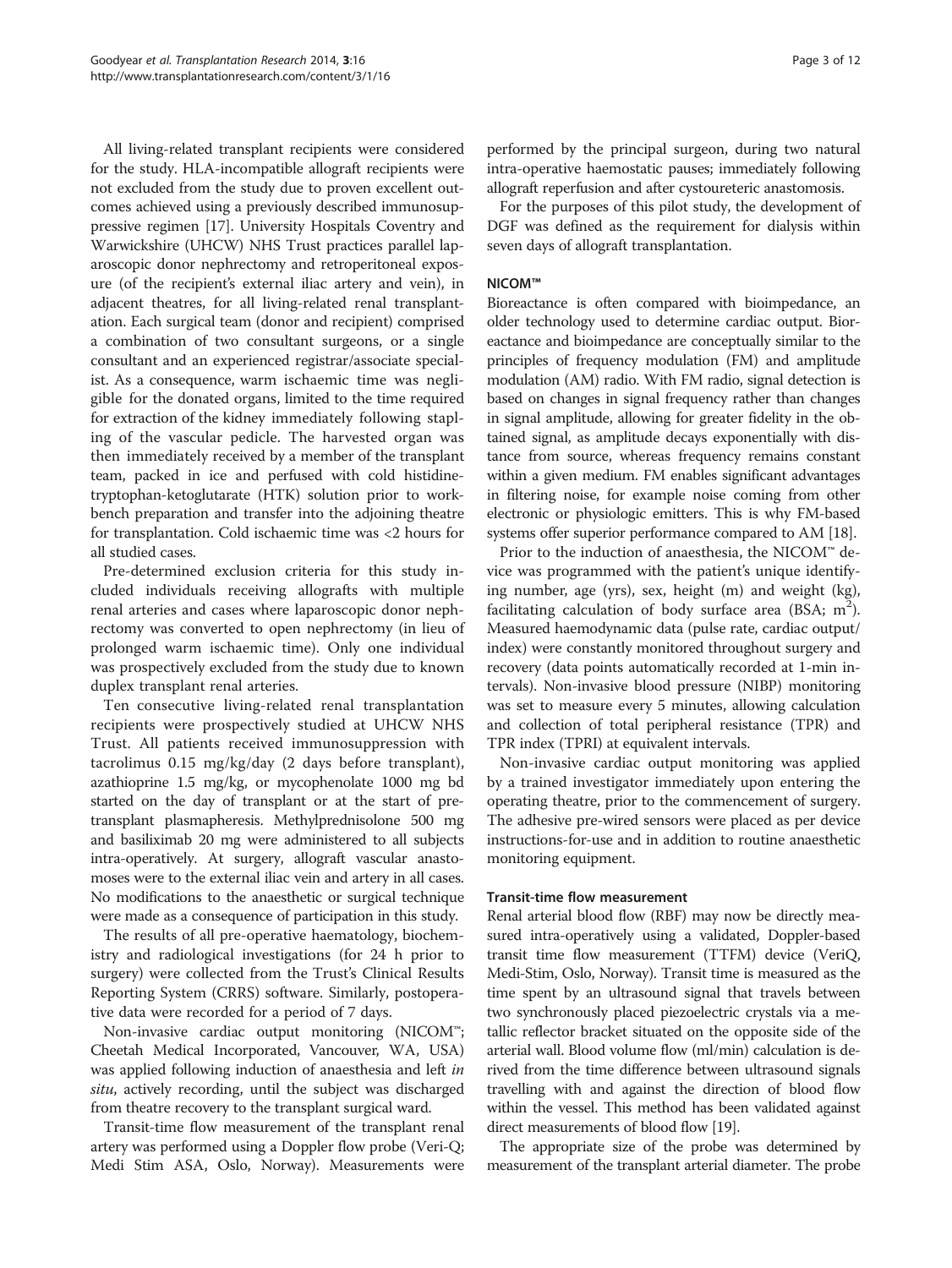All living-related transplant recipients were considered for the study. HLA-incompatible allograft recipients were not excluded from the study due to proven excellent outcomes achieved using a previously described immunosuppressive regimen [17]. University Hospitals Coventry and Warwickshire (UHCW) NHS Trust practices parallel laparoscopic donor nephrectomy and retroperitoneal exposure (of the recipient's external iliac artery and vein), in adjacent theatres, for all living-related renal transplantation. Each surgical team (donor and recipient) comprised a combination of two consultant surgeons, or a single consultant and an experienced registrar/associate specialist. As a consequence, warm ischaemic time was negligible for the donated organs, limited to the time required for extraction of the kidney immediately following stapling of the vascular pedicle. The harvested organ was then immediately received by a member of the transplant team, packed in ice and perfused with cold histidine-tryptophan-ketoglutarate (HTK) solution prior to workbench preparation and transfer into the adjoining theatre for transplantation. Cold ischaemic time was <2 hours for all studied cases.

Pre-determined exclusion criteria for this study included individuals receiving allografts with multiple renal arteries and cases where laparoscopic donor nephrectomy was converted to open nephrectomy (in lieu of prolonged warm ischaemic time). Only one individual was prospectively excluded from the study due to known duplex transplant renal arteries.

Ten consecutive living-related renal transplantation recipients were prospectively studied at UHCW NHS Trust. All patients received immunosuppression with tacrolimus 0.15 mg/kg/day (2 days before transplant), azathioprine 1.5 mg/kg, or mycophenolate 1000 mg bd started on the day of transplant or at the start of pre-transplant plasmapheresis. Methylprednisolone 500 mg and basiliximab 20 mg were administered to all subjects intra-operatively. At surgery, allograft vascular anastomoses were to the external iliac vein and artery in all cases. No modifications to the anaesthetic or surgical technique were made as a consequence of participation in this study.

The results of all pre-operative haematology, biochemistry and radiological investigations (for 24 h prior to surgery) were collected from the Trust's Clinical Results Reporting System (CRRS) software. Similarly, postoperative data were recorded for a period of 7 days.

Non-invasive cardiac output monitoring (NICOM™; Cheetah Medical Incorporated, Vancouver, WA, USA) was applied following induction of anaesthesia and left *in situ*, actively recording, until the subject was discharged from theatre recovery to the transplant surgical ward.

Transit-time flow measurement of the transplant renal artery was performed using a Doppler flow probe (Veri-Q; Medi Stim ASA, Oslo, Norway). Measurements were performed by the principal surgeon, during two natural intra-operative haemostatic pauses; immediately following allograft reperfusion and after cystoureteric anastomosis.

For the purposes of this pilot study, the development of DGF was defined as the requirement for dialysis within seven days of allograft transplantation.

#### NICOM™

Bioreactance is often compared with bioimpedance, an older technology used to determine cardiac output. Bioreactance and bioimpedance are conceptually similar to the principles of frequency modulation (FM) and amplitude modulation (AM) radio. With FM radio, signal detection is based on changes in signal frequency rather than changes in signal amplitude, allowing for greater fidelity in the obtained signal, as amplitude decays exponentially with distance from source, whereas frequency remains constant within a given medium. FM enables significant advantages in filtering noise, for example noise coming from other electronic or physiologic emitters. This is why FM-based systems offer superior performance compared to AM [18].

Prior to the induction of anaesthesia, the NICOM™ device was programmed with the patient's unique identifying number, age (yrs), sex, height (m) and weight (kg), facilitating calculation of body surface area (BSA; $m^2$). Measured haemodynamic data (pulse rate, cardiac output/index) were constantly monitored throughout surgery and recovery (data points automatically recorded at 1-min intervals). Non-invasive blood pressure (NIBP) monitoring was set to measure every 5 minutes, allowing calculation and collection of total peripheral resistance (TPR) and TPR index (TPRI) at equivalent intervals.

Non-invasive cardiac output monitoring was applied by a trained investigator immediately upon entering the operating theatre, prior to the commencement of surgery. The adhesive pre-wired sensors were placed as per device instructions-for-use and in addition to routine anaesthetic monitoring equipment.

#### Transit-time flow measurement

Renal arterial blood flow (RBF) may now be directly measured intra-operatively using a validated, Doppler-based transit time flow measurement (TTFM) device (VeriQ, Medi-Stim, Oslo, Norway). Transit time is measured as the time spent by an ultrasound signal that travels between two synchronously placed piezoelectric crystals via a metallic reflector bracket situated on the opposite side of the arterial wall. Blood volume flow (ml/min) calculation is derived from the time difference between ultrasound signals travelling with and against the direction of blood flow within the vessel. This method has been validated against direct measurements of blood flow [19].

The appropriate size of the probe was determined by measurement of the transplant arterial diameter. The probe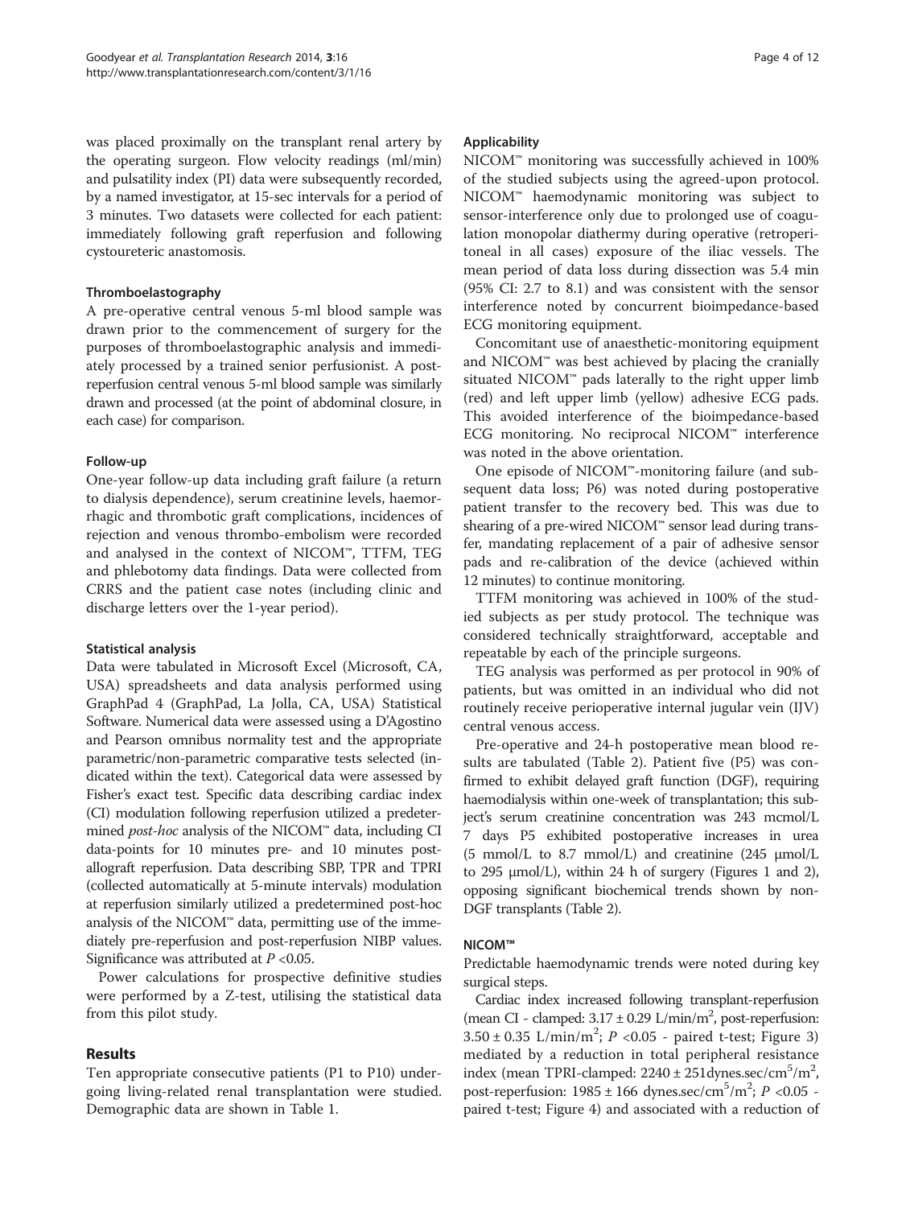was placed proximally on the transplant renal artery by the operating surgeon. Flow velocity readings (ml/min) and pulsatility index (PI) data were subsequently recorded, by a named investigator, at 15-sec intervals for a period of 3 minutes. Two datasets were collected for each patient: immediately following graft reperfusion and following cystoureteric anastomosis.

#### Thromboelastography

A pre-operative central venous 5-ml blood sample was drawn prior to the commencement of surgery for the purposes of thromboelastographic analysis and immediately processed by a trained senior perfusionist. A post-reperfusion central venous 5-ml blood sample was similarly drawn and processed (at the point of abdominal closure, in each case) for comparison.

#### Follow-up

One-year follow-up data including graft failure (a return to dialysis dependence), serum creatinine levels, haemorrhagic and thrombotic graft complications, incidences of rejection and venous thrombo-embolism were recorded and analysed in the context of NICOM™, TTFM, TEG and phlebotomy data findings. Data were collected from CRRS and the patient case notes (including clinic and discharge letters over the 1-year period).

#### Statistical analysis

Data were tabulated in Microsoft Excel (Microsoft, CA, USA) spreadsheets and data analysis performed using GraphPad 4 (GraphPad, La Jolla, CA, USA) Statistical Software. Numerical data were assessed using a D'Agostino and Pearson omnibus normality test and the appropriate parametric/non-parametric comparative tests selected (indicated within the text). Categorical data were assessed by Fisher's exact test. Specific data describing cardiac index (CI) modulation following reperfusion utilized a predetermined *post-hoc* analysis of the NICOM™ data, including CI data-points for 10 minutes pre- and 10 minutes post-allograft reperfusion. Data describing SBP, TPR and TPRI (collected automatically at 5-minute intervals) modulation at reperfusion similarly utilized a predetermined post-hoc analysis of the NICOM™ data, permitting use of the immediately pre-reperfusion and post-reperfusion NIBP values. Significance was attributed at $P$ <0.05.

Power calculations for prospective definitive studies were performed by a Z-test, utilising the statistical data from this pilot study.

## Results

Ten appropriate consecutive patients (P1 to P10) undergoing living-related renal transplantation were studied. Demographic data are shown in Table 1.

#### Applicability

NICOM™ monitoring was successfully achieved in 100% of the studied subjects using the agreed-upon protocol. NICOM™ haemodynamic monitoring was subject to sensor-interference only due to prolonged use of coagulation monopolar diathermy during operative (retroperitoneal in all cases) exposure of the iliac vessels. The mean period of data loss during dissection was 5.4 min (95% CI: 2.7 to 8.1) and was consistent with the sensor interference noted by concurrent bioimpedance-based ECG monitoring equipment.

Concomitant use of anaesthetic-monitoring equipment and NICOM™ was best achieved by placing the cranially situated NICOM™ pads laterally to the right upper limb (red) and left upper limb (yellow) adhesive ECG pads. This avoided interference of the bioimpedance-based ECG monitoring. No reciprocal NICOM™ interference was noted in the above orientation.

One episode of NICOM™-monitoring failure (and subsequent data loss; P6) was noted during postoperative patient transfer to the recovery bed. This was due to shearing of a pre-wired NICOM™ sensor lead during transfer, mandating replacement of a pair of adhesive sensor pads and re-calibration of the device (achieved within 12 minutes) to continue monitoring.

TTFM monitoring was achieved in 100% of the studied subjects as per study protocol. The technique was considered technically straightforward, acceptable and repeatable by each of the principle surgeons.

TEG analysis was performed as per protocol in 90% of patients, but was omitted in an individual who did not routinely receive perioperative internal jugular vein (IJV) central venous access.

Pre-operative and 24-h postoperative mean blood results are tabulated (Table 2). Patient five (P5) was confirmed to exhibit delayed graft function (DGF), requiring haemodialysis within one-week of transplantation; this subject's serum creatinine concentration was 243 mcmol/L 7 days P5 exhibited postoperative increases in urea (5 mmol/L to 8.7 mmol/L) and creatinine (245 μmol/L to 295 μmol/L), within 24 h of surgery (Figures 1 and 2), opposing significant biochemical trends shown by non-DGF transplants (Table 2).

#### NICOM™

Predictable haemodynamic trends were noted during key surgical steps.

Cardiac index increased following transplant-reperfusion (mean CI - clamped: $3.17 \pm 0.29$ L/min/m$^2$, post-reperfusion: $3.50 \pm 0.35$ L/min/m$^2$; $P$ <0.05 - paired t-test; Figure 3) mediated by a reduction in total peripheral resistance index (mean TPRI-clamped: $2240 \pm 251$dynes.sec/cm$^5$/m$^2$, post-reperfusion: $1985 \pm 166$ dynes.sec/cm$^5$/m$^2$; $P$ <0.05 - paired t-test; Figure 4) and associated with a reduction of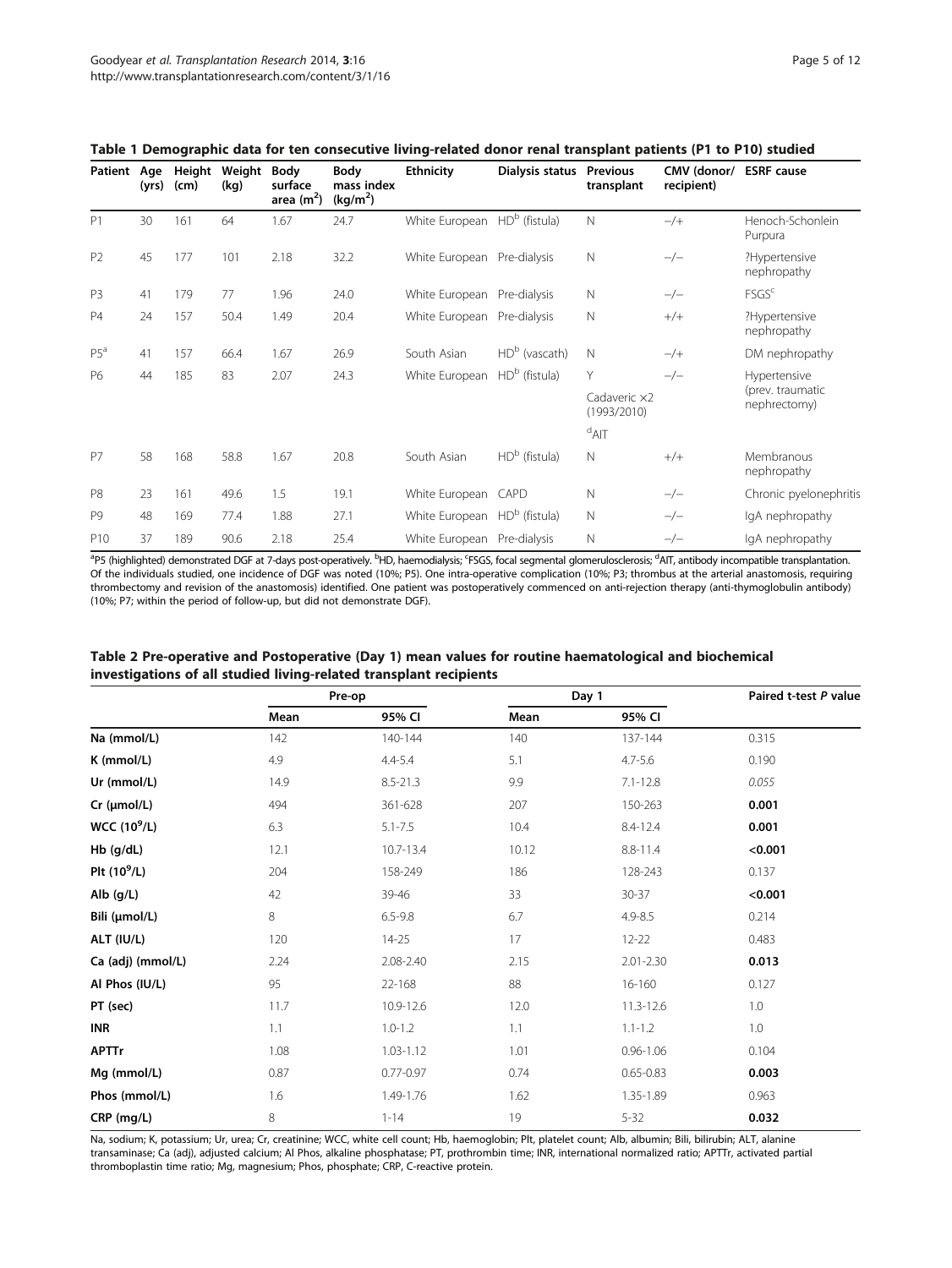**Table 1 Demographic data for ten consecutive living-related donor renal transplant patients (P1 to P10) studied**

| Patient | Age (yrs) | Height (cm) | Weight (kg) | Body surface area ($m^2$) | Body mass index ($kg/m^2$) | Ethnicity | Dialysis status | Previous transplant | CMV (donor/ recipient) | ESRF cause |
|---|---|---|---|---|---|---|---|---|---|---|
| P1 | 30 | 161 | 64 | 1.67 | 24.7 | White European | HD[b] (fistula) | N | −/+ | Henoch-Schonlein Purpura |
| P2 | 45 | 177 | 101 | 2.18 | 32.2 | White European | Pre-dialysis | N | −/− | ?Hypertensive nephropathy |
| P3 | 41 | 179 | 77 | 1.96 | 24.0 | White European | Pre-dialysis | N | −/− | FSGS[c] |
| P4 | 24 | 157 | 50.4 | 1.49 | 20.4 | White European | Pre-dialysis | N | +/+ | ?Hypertensive nephropathy |
| P5[a] | 41 | 157 | 66.4 | 1.67 | 26.9 | South Asian | HD[b] (vascath) | N | −/+ | DM nephropathy |
| P6 | 44 | 185 | 83 | 2.07 | 24.3 | White European | HD[b] (fistula) | Y Cadaveric ×2 (1993/2010) [d]AIT | −/− | Hypertensive (prev. traumatic nephrectomy) |
| P7 | 58 | 168 | 58.8 | 1.67 | 20.8 | South Asian | HD[b] (fistula) | N | +/+ | Membranous nephropathy |
| P8 | 23 | 161 | 49.6 | 1.5 | 19.1 | White European | CAPD | N | −/− | Chronic pyelonephritis |
| P9 | 48 | 169 | 77.4 | 1.88 | 27.1 | White European | HD[b] (fistula) | N | −/− | IgA nephropathy |
| P10 | 37 | 189 | 90.6 | 2.18 | 25.4 | White European | Pre-dialysis | N | −/− | IgA nephropathy |

[a]P5 (highlighted) demonstrated DGF at 7-days post-operatively. [b]HD, haemodialysis; [c]FSGS, focal segmental glomerulosclerosis; [d]AIT, antibody incompatible transplantation. Of the individuals studied, one incidence of DGF was noted (10%; P5). One intra-operative complication (10%; P3; thrombus at the arterial anastomosis, requiring thrombectomy and revision of the anastomosis) identified. One patient was postoperatively commenced on anti-rejection therapy (anti-thymoglobulin antibody) (10%; P7; within the period of follow-up, but did not demonstrate DGF).

**Table 2 Pre-operative and Postoperative (Day 1) mean values for routine haematological and biochemical investigations of all studied living-related transplant recipients**

| | Pre-op | | Day 1 | | Paired t-test *P* value |
|---|---|---|---|---|---|
| | Mean | 95% CI | Mean | 95% CI | |
| **Na (mmol/L)** | 142 | 140-144 | 140 | 137-144 | 0.315 |
| **K (mmol/L)** | 4.9 | 4.4-5.4 | 5.1 | 4.7-5.6 | 0.190 |
| **Ur (mmol/L)** | 14.9 | 8.5-21.3 | 9.9 | 7.1-12.8 | *0.055* |
| **Cr (μmol/L)** | 494 | 361-628 | 207 | 150-263 | **0.001** |
| **WCC ($10^9$/L)** | 6.3 | 5.1-7.5 | 10.4 | 8.4-12.4 | **0.001** |
| **Hb (g/dL)** | 12.1 | 10.7-13.4 | 10.12 | 8.8-11.4 | **<0.001** |
| **Plt ($10^9$/L)** | 204 | 158-249 | 186 | 128-243 | 0.137 |
| **Alb (g/L)** | 42 | 39-46 | 33 | 30-37 | **<0.001** |
| **Bili (μmol/L)** | 8 | 6.5-9.8 | 6.7 | 4.9-8.5 | 0.214 |
| **ALT (IU/L)** | 120 | 14-25 | 17 | 12-22 | 0.483 |
| **Ca (adj) (mmol/L)** | 2.24 | 2.08-2.40 | 2.15 | 2.01-2.30 | **0.013** |
| **Al Phos (IU/L)** | 95 | 22-168 | 88 | 16-160 | 0.127 |
| **PT (sec)** | 11.7 | 10.9-12.6 | 12.0 | 11.3-12.6 | 1.0 |
| **INR** | 1.1 | 1.0-1.2 | 1.1 | 1.1-1.2 | 1.0 |
| **APTTr** | 1.08 | 1.03-1.12 | 1.01 | 0.96-1.06 | 0.104 |
| **Mg (mmol/L)** | 0.87 | 0.77-0.97 | 0.74 | 0.65-0.83 | **0.003** |
| **Phos (mmol/L)** | 1.6 | 1.49-1.76 | 1.62 | 1.35-1.89 | 0.963 |
| **CRP (mg/L)** | 8 | 1-14 | 19 | 5-32 | **0.032** |

Na, sodium; K, potassium; Ur, urea; Cr, creatinine; WCC, white cell count; Hb, haemoglobin; Plt, platelet count; Alb, albumin; Bili, bilirubin; ALT, alanine transaminase; Ca (adj), adjusted calcium; Al Phos, alkaline phosphatase; PT, prothrombin time; INR, international normalized ratio; APTTr, activated partial thromboplastin time ratio; Mg, magnesium; Phos, phosphate; CRP, C-reactive protein.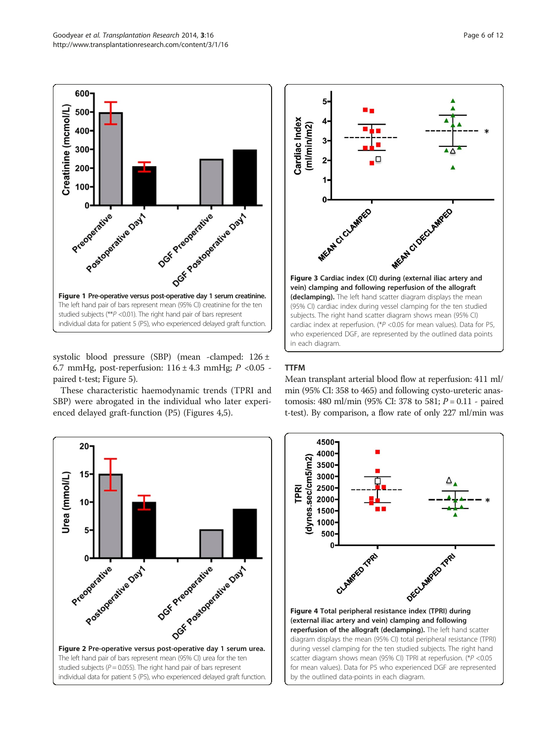**Figure 1 Pre-operative versus post-operative day 1 serum creatinine.** The left hand pair of bars represent mean (95% CI) creatinine for the ten studied subjects (**$P$ <0.01). The right hand pair of bars represent individual data for patient 5 (P5), who experienced delayed graft function.

**Figure 3 Cardiac index (CI) during (external iliac artery and vein) clamping and following reperfusion of the allograft (declamping).** The left hand scatter diagram displays the mean (95% CI) cardiac index during vessel clamping for the ten studied subjects. The right hand scatter diagram shows mean (95% CI) cardiac index at reperfusion. (*$P$ <0.05 for mean values). Data for P5, who experienced DGF, are represented by the outlined data points in each diagram.

systolic blood pressure (SBP) (mean -clamped: 126 ± 6.7 mmHg, post-reperfusion: 116 ± 4.3 mmHg; $P$ <0.05 - paired t-test; Figure 5).

These characteristic haemodynamic trends (TPRI and SBP) were abrogated in the individual who later experienced delayed graft-function (P5) (Figures 4,5).

### TTFM

Mean transplant arterial blood flow at reperfusion: 411 ml/min (95% CI: 358 to 465) and following cysto-ureteric anastomosis: 480 ml/min (95% CI: 378 to 581; $P$ = 0.11 - paired t-test). By comparison, a flow rate of only 227 ml/min was

**Figure 2 Pre-operative versus post-operative day 1 serum urea.** The left hand pair of bars represent mean (95% CI) urea for the ten studied subjects ($P$ = 0.055). The right hand pair of bars represent individual data for patient 5 (P5), who experienced delayed graft function.

**Figure 4 Total peripheral resistance index (TPRI) during (external iliac artery and vein) clamping and following reperfusion of the allograft (declamping).** The left hand scatter diagram displays the mean (95% CI) total peripheral resistance (TPRI) during vessel clamping for the ten studied subjects. The right hand scatter diagram shows mean (95% CI) TPRI at reperfusion. (*$P$ <0.05 for mean values). Data for P5 who experienced DGF are represented by the outlined data-points in each diagram.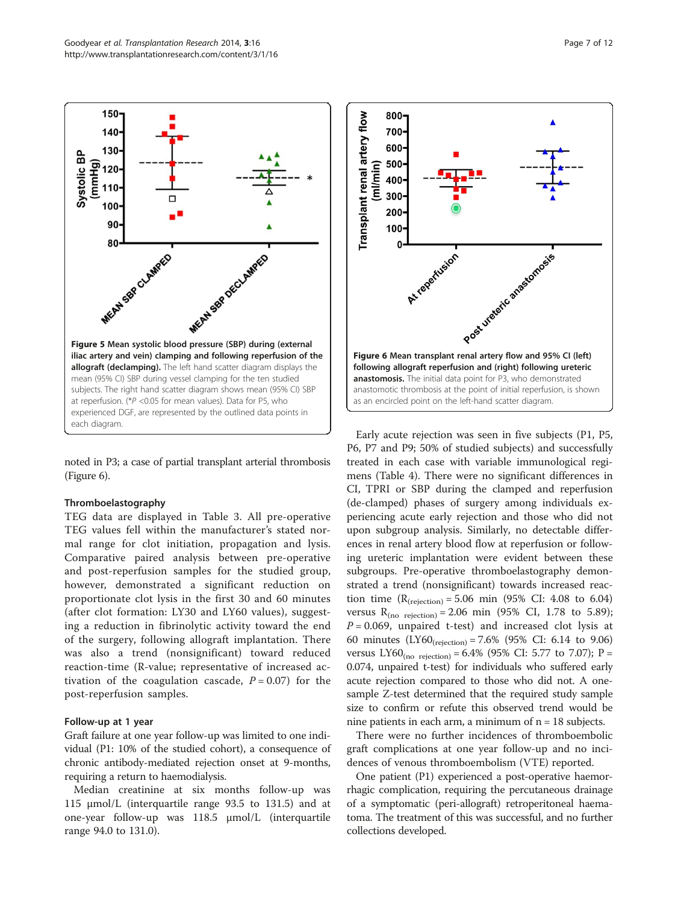Figure 5 Mean systolic blood pressure (SBP) during (external iliac artery and vein) clamping and following reperfusion of the allograft (declamping). The left hand scatter diagram displays the mean (95% CI) SBP during vessel clamping for the ten studied subjects. The right hand scatter diagram shows mean (95% CI) SBP at reperfusion. (*$P$ <0.05 for mean values). Data for P5, who experienced DGF, are represented by the outlined data points in each diagram.

Figure 6 Mean transplant renal artery flow and 95% CI (left) following allograft reperfusion and (right) following ureteric anastomosis. The initial data point for P3, who demonstrated anastomotic thrombosis at the point of initial reperfusion, is shown as an encircled point on the left-hand scatter diagram.

noted in P3; a case of partial transplant arterial thrombosis (Figure 6).

### Thromboelastography

TEG data are displayed in Table 3. All pre-operative TEG values fell within the manufacturer's stated normal range for clot initiation, propagation and lysis. Comparative paired analysis between pre-operative and post-reperfusion samples for the studied group, however, demonstrated a significant reduction on proportionate clot lysis in the first 30 and 60 minutes (after clot formation: LY30 and LY60 values), suggesting a reduction in fibrinolytic activity toward the end of the surgery, following allograft implantation. There was also a trend (nonsignificant) toward reduced reaction-time (R-value; representative of increased activation of the coagulation cascade, $P = 0.07$) for the post-reperfusion samples.

### Follow-up at 1 year

Graft failure at one year follow-up was limited to one individual (P1: 10% of the studied cohort), a consequence of chronic antibody-mediated rejection onset at 9-months, requiring a return to haemodialysis.

Median creatinine at six months follow-up was 115 μmol/L (interquartile range 93.5 to 131.5) and at one-year follow-up was 118.5 μmol/L (interquartile range 94.0 to 131.0).

Early acute rejection was seen in five subjects (P1, P5, P6, P7 and P9; 50% of studied subjects) and successfully treated in each case with variable immunological regimens (Table 4). There were no significant differences in CI, TPRI or SBP during the clamped and reperfusion (de-clamped) phases of surgery among individuals experiencing acute early rejection and those who did not upon subgroup analysis. Similarly, no detectable differences in renal artery blood flow at reperfusion or following ureteric implantation were evident between these subgroups. Pre-operative thromboelastography demonstrated a trend (nonsignificant) towards increased reaction time ($R_{(rejection)} = 5.06$ min (95% CI: 4.08 to 6.04) versus $R_{(no\ rejection)} = 2.06$ min (95% CI, 1.78 to 5.89); $P = 0.069$, unpaired t-test) and increased clot lysis at 60 minutes ($LY60_{(rejection)} = 7.6\%$ (95% CI: 6.14 to 9.06) versus $LY60_{(no\ rejection)} = 6.4\%$ (95% CI: 5.77 to 7.07); $P = 0.074$, unpaired t-test) for individuals who suffered early acute rejection compared to those who did not. A one-sample Z-test determined that the required study sample size to confirm or refute this observed trend would be nine patients in each arm, a minimum of n = 18 subjects.

There were no further incidences of thromboembolic graft complications at one year follow-up and no incidences of venous thromboembolism (VTE) reported.

One patient (P1) experienced a post-operative haemorrhagic complication, requiring the percutaneous drainage of a symptomatic (peri-allograft) retroperitoneal haematoma. The treatment of this was successful, and no further collections developed.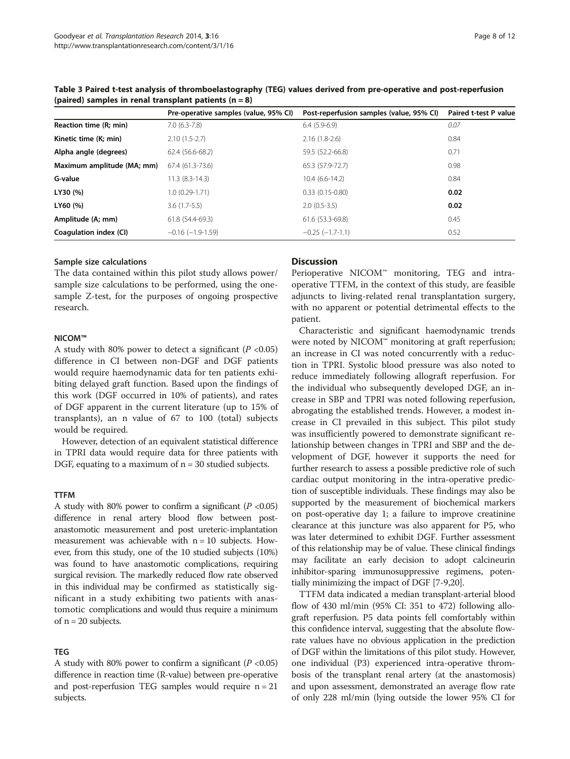**Table 3 Paired t-test analysis of thromboelastography (TEG) values derived from pre-operative and post-reperfusion (paired) samples in renal transplant patients (n = 8)**

| | Pre-operative samples (value, 95% CI) | Post-reperfusion samples (value, 95% CI) | Paired t-test P value |
|---|---|---|---|
| **Reaction time (R; min)** | 7.0 (6.3-7.8) | 6.4 (5.9-6.9) | *0.07* |
| **Kinetic time (K; min)** | 2.10 (1.5-2.7) | 2.16 (1.8-2.6) | 0.84 |
| **Alpha angle (degrees)** | 62.4 (56.6-68.2) | 59.5 (52.2-66.8) | 0.71 |
| **Maximum amplitude (MA; mm)** | 67.4 (61.3-73.6) | 65.3 (57.9-72.7) | 0.98 |
| **G-value** | 11.3 (8.3-14.3) | 10.4 (6.6-14.2) | 0.84 |
| **LY30 (%)** | 1.0 (0.29-1.71) | 0.33 (0.15-0.80) | **0.02** |
| **LY60 (%)** | 3.6 (1.7-5.5) | 2.0 (0.5-3.5) | **0.02** |
| **Amplitude (A; mm)** | 61.8 (54.4-69.3) | 61.6 (53.3-69.8) | 0.45 |
| **Coagulation index (CI)** | −0.16 (−1.9-1.59) | −0.25 (−1.7-1.1) | 0.52 |

#### Sample size calculations

The data contained within this pilot study allows power/sample size calculations to be performed, using the one-sample Z-test, for the purposes of ongoing prospective research.

#### NICOM™

A study with 80% power to detect a significant ($P$ <0.05) difference in CI between non-DGF and DGF patients would require haemodynamic data for ten patients exhibiting delayed graft function. Based upon the findings of this work (DGF occurred in 10% of patients), and rates of DGF apparent in the current literature (up to 15% of transplants), an n value of 67 to 100 (total) subjects would be required.

However, detection of an equivalent statistical difference in TPRI data would require data for three patients with DGF, equating to a maximum of n = 30 studied subjects.

#### TTFM

A study with 80% power to confirm a significant ($P$ <0.05) difference in renal artery blood flow between post-anastomotic measurement and post ureteric-implantation measurement was achievable with n = 10 subjects. However, from this study, one of the 10 studied subjects (10%) was found to have anastomotic complications, requiring surgical revision. The markedly reduced flow rate observed in this individual may be confirmed as statistically significant in a study exhibiting two patients with anastomotic complications and would thus require a minimum of n = 20 subjects.

#### TEG

A study with 80% power to confirm a significant ($P$ <0.05) difference in reaction time (R-value) between pre-operative and post-reperfusion TEG samples would require n = 21 subjects.

## Discussion

Perioperative NICOM™ monitoring, TEG and intra-operative TTFM, in the context of this study, are feasible adjuncts to living-related renal transplantation surgery, with no apparent or potential detrimental effects to the patient.

Characteristic and significant haemodynamic trends were noted by NICOM™ monitoring at graft reperfusion; an increase in CI was noted concurrently with a reduction in TPRI. Systolic blood pressure was also noted to reduce immediately following allograft reperfusion. For the individual who subsequently developed DGF, an increase in SBP and TPRI was noted following reperfusion, abrogating the established trends. However, a modest increase in CI prevailed in this subject. This pilot study was insufficiently powered to demonstrate significant relationship between changes in TPRI and SBP and the development of DGF, however it supports the need for further research to assess a possible predictive role of such cardiac output monitoring in the intra-operative prediction of susceptible individuals. These findings may also be supported by the measurement of biochemical markers on post-operative day 1; a failure to improve creatinine clearance at this juncture was also apparent for P5, who was later determined to exhibit DGF. Further assessment of this relationship may be of value. These clinical findings may facilitate an early decision to adopt calcineurin inhibitor-sparing immunosuppressive regimens, potentially minimizing the impact of DGF [7-9,20].

TTFM data indicated a median transplant-arterial blood flow of 430 ml/min (95% CI: 351 to 472) following allograft reperfusion. P5 data points fell comfortably within this confidence interval, suggesting that the absolute flow-rate values have no obvious application in the prediction of DGF within the limitations of this pilot study. However, one individual (P3) experienced intra-operative thrombosis of the transplant renal artery (at the anastomosis) and upon assessment, demonstrated an average flow rate of only 228 ml/min (lying outside the lower 95% CI for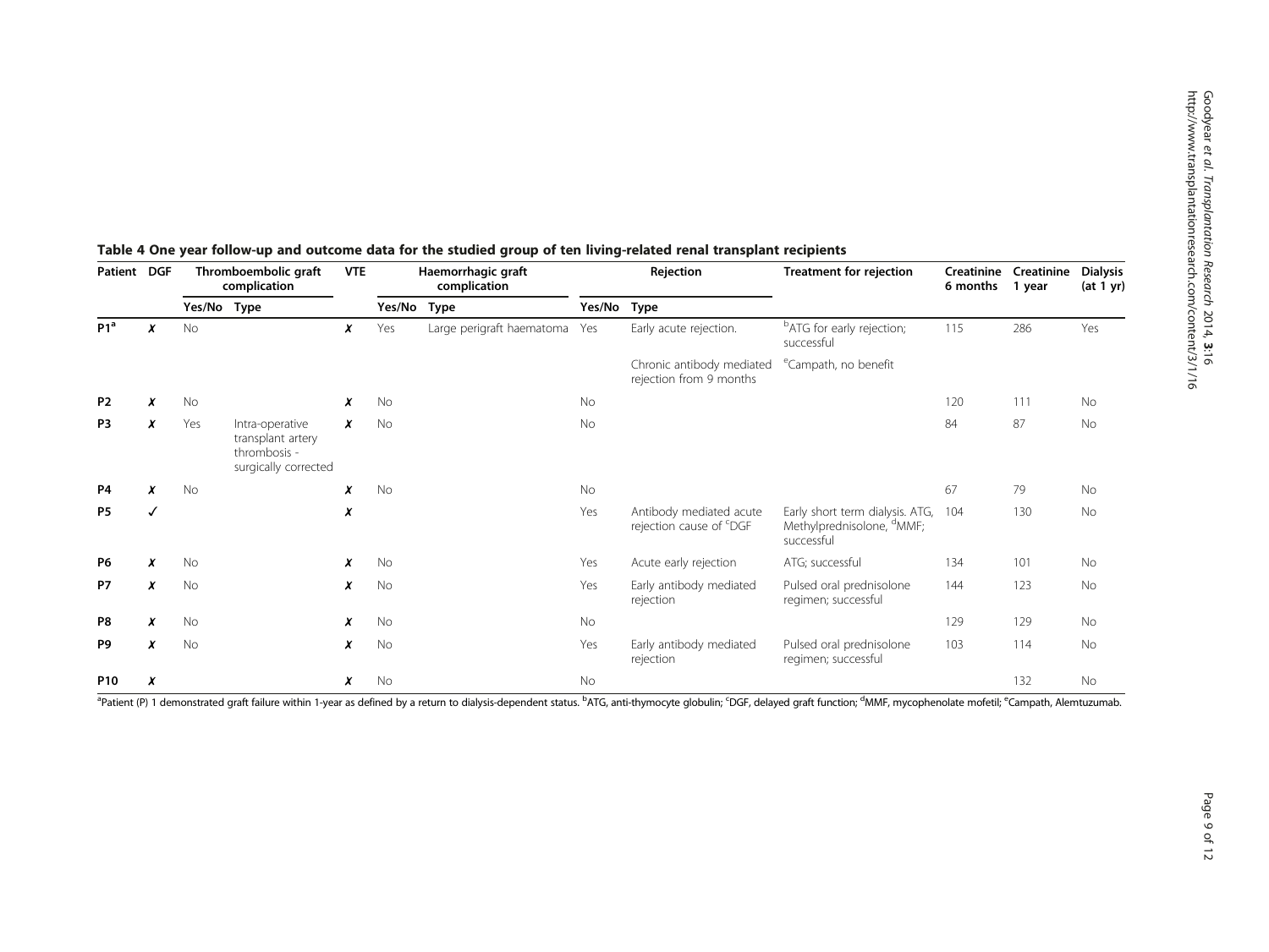**Table 4 One year follow-up and outcome data for the studied group of ten living-related renal transplant recipients**

| Patient | DGF | Thromboembolic graft complication | | VTE | Haemorrhagic graft complication | | Rejection | | Treatment for rejection | Creatinine 6 months | Creatinine 1 year | Dialysis (at 1 yr) |
|---|---|---|---|---|---|---|---|---|---|---|---|---|
| | | Yes/No | Type | | Yes/No | Type | Yes/No | Type | | | | |
| **P1[a]** | ✗ | No | | ✗ | Yes | Large perigraft haematoma | Yes | Early acute rejection. | [b]ATG for early rejection; successful | 115 | 286 | Yes |
| | | | | | | | | Chronic antibody mediated rejection from 9 months | [e]Campath, no benefit | | | |
| **P2** | ✗ | No | | ✗ | No | | No | | | 120 | 111 | No |
| **P3** | ✗ | Yes | Intra-operative transplant artery thrombosis - surgically corrected | ✗ | No | | No | | | 84 | 87 | No |
| **P4** | ✗ | No | | ✗ | No | | No | | | 67 | 79 | No |
| **P5** | ✓ | | | ✗ | | | Yes | Antibody mediated acute rejection cause of [c]DGF | Early short term dialysis. ATG, Methylprednisolone, [d]MMF; successful | 104 | 130 | No |
| **P6** | ✗ | No | | ✗ | No | | Yes | Acute early rejection | ATG; successful | 134 | 101 | No |
| **P7** | ✗ | No | | ✗ | No | | Yes | Early antibody mediated rejection | Pulsed oral prednisolone regimen; successful | 144 | 123 | No |
| **P8** | ✗ | No | | ✗ | No | | No | | | 129 | 129 | No |
| **P9** | ✗ | No | | ✗ | No | | Yes | Early antibody mediated rejection | Pulsed oral prednisolone regimen; successful | 103 | 114 | No |
| **P10** | ✗ | | | ✗ | No | | No | | | | 132 | No |

[a]Patient (P) 1 demonstrated graft failure within 1-year as defined by a return to dialysis-dependent status. [b]ATG, anti-thymocyte globulin; [c]DGF, delayed graft function; [d]MMF, mycophenolate mofetil; [e]Campath, Alemtuzumab.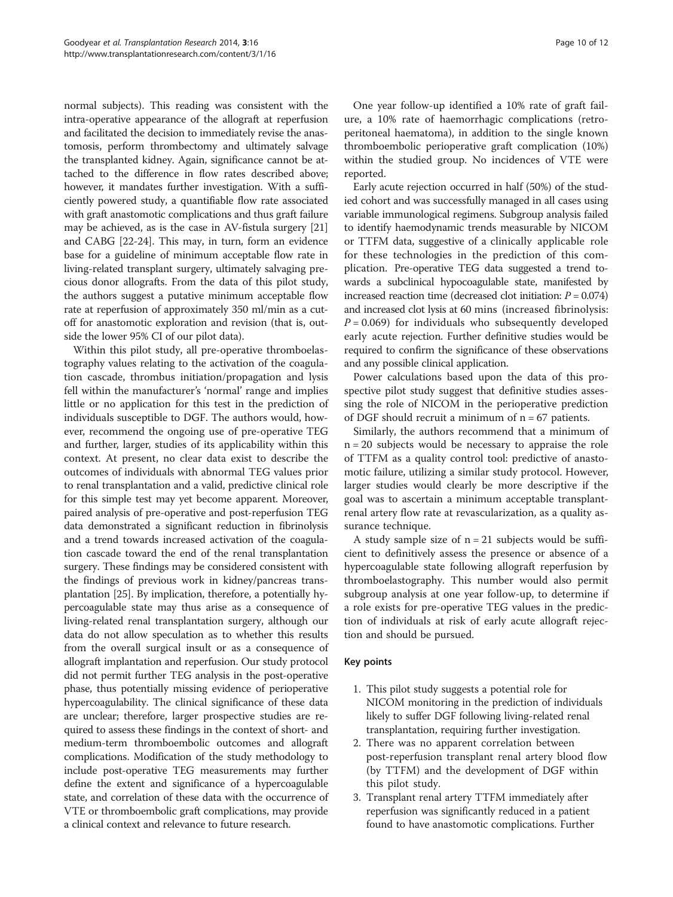normal subjects). This reading was consistent with the intra-operative appearance of the allograft at reperfusion and facilitated the decision to immediately revise the anastomosis, perform thrombectomy and ultimately salvage the transplanted kidney. Again, significance cannot be attached to the difference in flow rates described above; however, it mandates further investigation. With a sufficiently powered study, a quantifiable flow rate associated with graft anastomotic complications and thus graft failure may be achieved, as is the case in AV-fistula surgery [21] and CABG [22-24]. This may, in turn, form an evidence base for a guideline of minimum acceptable flow rate in living-related transplant surgery, ultimately salvaging precious donor allografts. From the data of this pilot study, the authors suggest a putative minimum acceptable flow rate at reperfusion of approximately 350 ml/min as a cutoff for anastomotic exploration and revision (that is, outside the lower 95% CI of our pilot data).

Within this pilot study, all pre-operative thromboelastography values relating to the activation of the coagulation cascade, thrombus initiation/propagation and lysis fell within the manufacturer's 'normal' range and implies little or no application for this test in the prediction of individuals susceptible to DGF. The authors would, however, recommend the ongoing use of pre-operative TEG and further, larger, studies of its applicability within this context. At present, no clear data exist to describe the outcomes of individuals with abnormal TEG values prior to renal transplantation and a valid, predictive clinical role for this simple test may yet become apparent. Moreover, paired analysis of pre-operative and post-reperfusion TEG data demonstrated a significant reduction in fibrinolysis and a trend towards increased activation of the coagulation cascade toward the end of the renal transplantation surgery. These findings may be considered consistent with the findings of previous work in kidney/pancreas transplantation [25]. By implication, therefore, a potentially hypercoagulable state may thus arise as a consequence of living-related renal transplantation surgery, although our data do not allow speculation as to whether this results from the overall surgical insult or as a consequence of allograft implantation and reperfusion. Our study protocol did not permit further TEG analysis in the post-operative phase, thus potentially missing evidence of perioperative hypercoagulability. The clinical significance of these data are unclear; therefore, larger prospective studies are required to assess these findings in the context of short- and medium-term thromboembolic outcomes and allograft complications. Modification of the study methodology to include post-operative TEG measurements may further define the extent and significance of a hypercoagulable state, and correlation of these data with the occurrence of VTE or thromboembolic graft complications, may provide a clinical context and relevance to future research.

One year follow-up identified a 10% rate of graft failure, a 10% rate of haemorrhagic complications (retroperitoneal haematoma), in addition to the single known thromboembolic perioperative graft complication (10%) within the studied group. No incidences of VTE were reported.

Early acute rejection occurred in half (50%) of the studied cohort and was successfully managed in all cases using variable immunological regimens. Subgroup analysis failed to identify haemodynamic trends measurable by NICOM or TTFM data, suggestive of a clinically applicable role for these technologies in the prediction of this complication. Pre-operative TEG data suggested a trend towards a subclinical hypocoagulable state, manifested by increased reaction time (decreased clot initiation: $P = 0.074$) and increased clot lysis at 60 mins (increased fibrinolysis: $P = 0.069$) for individuals who subsequently developed early acute rejection. Further definitive studies would be required to confirm the significance of these observations and any possible clinical application.

Power calculations based upon the data of this prospective pilot study suggest that definitive studies assessing the role of NICOM in the perioperative prediction of DGF should recruit a minimum of $n = 67$ patients.

Similarly, the authors recommend that a minimum of $n = 20$ subjects would be necessary to appraise the role of TTFM as a quality control tool: predictive of anastomotic failure, utilizing a similar study protocol. However, larger studies would clearly be more descriptive if the goal was to ascertain a minimum acceptable transplant-renal artery flow rate at revascularization, as a quality assurance technique.

A study sample size of $n = 21$ subjects would be sufficient to definitively assess the presence or absence of a hypercoagulable state following allograft reperfusion by thromboelastography. This number would also permit subgroup analysis at one year follow-up, to determine if a role exists for pre-operative TEG values in the prediction of individuals at risk of early acute allograft rejection and should be pursued.

### Key points

1. This pilot study suggests a potential role for NICOM monitoring in the prediction of individuals likely to suffer DGF following living-related renal transplantation, requiring further investigation.
2. There was no apparent correlation between post-reperfusion transplant renal artery blood flow (by TTFM) and the development of DGF within this pilot study.
3. Transplant renal artery TTFM immediately after reperfusion was significantly reduced in a patient found to have anastomotic complications. Further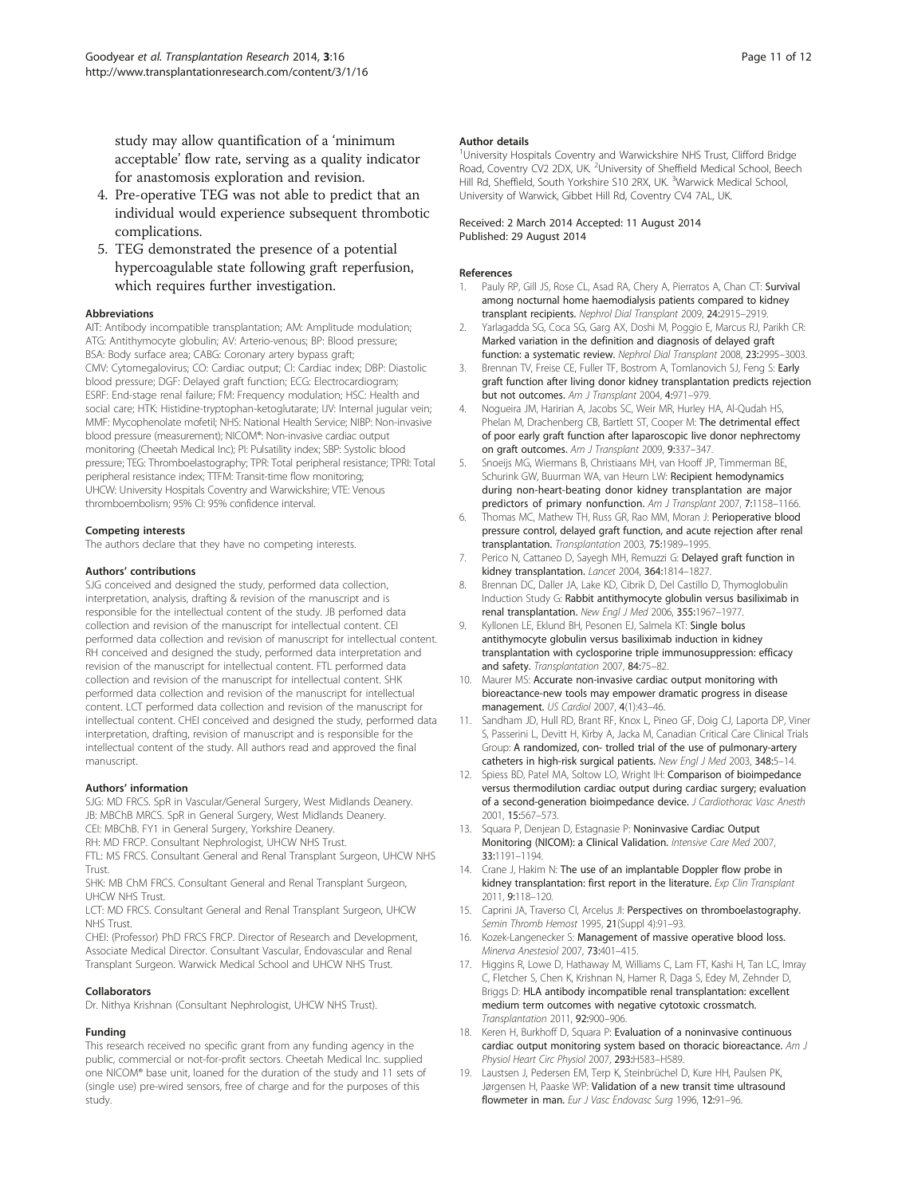study may allow quantification of a 'minimum acceptable' flow rate, serving as a quality indicator for anastomosis exploration and revision.

4. Pre-operative TEG was not able to predict that an individual would experience subsequent thrombotic complications.
5. TEG demonstrated the presence of a potential hypercoagulable state following graft reperfusion, which requires further investigation.

#### Abbreviations

AIT: Antibody incompatible transplantation; AM: Amplitude modulation; ATG: Antithymocyte globulin; AV: Arterio-venous; BP: Blood pressure; BSA: Body surface area; CABG: Coronary artery bypass graft; CMV: Cytomegalovirus; CO: Cardiac output; CI: Cardiac index; DBP: Diastolic blood pressure; DGF: Delayed graft function; ECG: Electrocardiogram; ESRF: End-stage renal failure; FM: Frequency modulation; HSC: Health and social care; HTK: Histidine-tryptophan-ketoglutarate; IJV: Internal jugular vein; MMF: Mycophenolate mofetil; NHS: National Health Service; NIBP: Non-invasive blood pressure (measurement); NICOM®: Non-invasive cardiac output monitoring (Cheetah Medical Inc); PI: Pulsatility index; SBP: Systolic blood pressure; TEG: Thromboelastography; TPR: Total peripheral resistance; TPRI: Total peripheral resistance index; TTFM: Transit-time flow monitoring; UHCW: University Hospitals Coventry and Warwickshire; VTE: Venous thromboembolism; 95% CI: 95% confidence interval.

#### Competing interests

The authors declare that they have no competing interests.

#### Authors' contributions

SJG conceived and designed the study, performed data collection, interpretation, analysis, drafting & revision of the manuscript and is responsible for the intellectual content of the study. JB performed data collection and revision of the manuscript for intellectual content. CEI performed data collection and revision of manuscript for intellectual content. RH conceived and designed the study, performed data interpretation and revision of the manuscript for intellectual content. FTL performed data collection and revision of the manuscript for intellectual content. SHK performed data collection and revision of the manuscript for intellectual content. LCT performed data collection and revision of the manuscript for intellectual content. CHEI conceived and designed the study, performed data interpretation, drafting, revision of manuscript and is responsible for the intellectual content of the study. All authors read and approved the final manuscript.

#### Authors' information

SJG: MD FRCS. SpR in Vascular/General Surgery, West Midlands Deanery.
JB: MBChB MRCS. SpR in General Surgery, West Midlands Deanery.
CEI: MBChB. FY1 in General Surgery, Yorkshire Deanery.
RH: MD FRCP. Consultant Nephrologist, UHCW NHS Trust.
FTL: MS FRCS. Consultant General and Renal Transplant Surgeon, UHCW NHS Trust.
SHK: MB ChM FRCS. Consultant General and Renal Transplant Surgeon, UHCW NHS Trust.
LCT: MD FRCS. Consultant General and Renal Transplant Surgeon, UHCW NHS Trust.
CHEI: (Professor) PhD FRCS FRCP. Director of Research and Development, Associate Medical Director. Consultant Vascular, Endovascular and Renal Transplant Surgeon. Warwick Medical School and UHCW NHS Trust.

#### Collaborators

Dr. Nithya Krishnan (Consultant Nephrologist, UHCW NHS Trust).

#### Funding

This research received no specific grant from any funding agency in the public, commercial or not-for-profit sectors. Cheetah Medical Inc. supplied one NICOM® base unit, loaned for the duration of the study and 11 sets of (single use) pre-wired sensors, free of charge and for the purposes of this study.

#### Author details

[1]University Hospitals Coventry and Warwickshire NHS Trust, Clifford Bridge Road, Coventry CV2 2DX, UK. [2]University of Sheffield Medical School, Beech Hill Rd, Sheffield, South Yorkshire S10 2RX, UK. [3]Warwick Medical School, University of Warwick, Gibbet Hill Rd, Coventry CV4 7AL, UK.

Received: 2 March 2014 Accepted: 11 August 2014
Published: 29 August 2014

#### References

1. Pauly RP, Gill JS, Rose CL, Asad RA, Chery A, Pierratos A, Chan CT: **Survival among nocturnal home haemodialysis patients compared to kidney transplant recipients.** *Nephrol Dial Transplant* 2009, **24**:2915–2919.
2. Yarlagadda SG, Coca SG, Garg AX, Doshi M, Poggio E, Marcus RJ, Parikh CR: **Marked variation in the definition and diagnosis of delayed graft function: a systematic review.** *Nephrol Dial Transplant* 2008, **23**:2995–3003.
3. Brennan TV, Freise CE, Fuller TF, Bostrom A, Tomlanovich SJ, Feng S: **Early graft function after living donor kidney transplantation predicts rejection but not outcomes.** *Am J Transplant* 2004, **4**:971–979.
4. Nogueira JM, Haririan A, Jacobs SC, Weir MR, Hurley HA, Al-Qudah HS, Phelan M, Drachenberg CB, Bartlett ST, Cooper M: **The detrimental effect of poor early graft function after laparoscopic live donor nephrectomy on graft outcomes.** *Am J Transplant* 2009, **9**:337–347.
5. Snoeijs MG, Wiermans B, Christiaans MH, van Hooff JP, Timmerman BE, Schurink GW, Buurman WA, van Heurn LW: **Recipient hemodynamics during non-heart-beating donor kidney transplantation are major predictors of primary nonfunction.** *Am J Transplant* 2007, **7**:1158–1166.
6. Thomas MC, Mathew TH, Russ GR, Rao MM, Moran J: **Perioperative blood pressure control, delayed graft function, and acute rejection after renal transplantation.** *Transplantation* 2003, **75**:1989–1995.
7. Perico N, Cattaneo D, Sayegh MH, Remuzzi G: **Delayed graft function in kidney transplantation.** *Lancet* 2004, **364**:1814–1827.
8. Brennan DC, Daller JA, Lake KD, Cibrik D, Del Castillo D, Thymoglobulin Induction Study G: **Rabbit antithymocyte globulin versus basiliximab in renal transplantation.** *New Engl J Med* 2006, **355**:1967–1977.
9. Kyllonen LE, Eklund BH, Pesonen EJ, Salmela KT: **Single bolus antithymocyte globulin versus basiliximab induction in kidney transplantation with cyclosporine triple immunosuppression: efficacy and safety.** *Transplantation* 2007, **84**:75–82.
10. Maurer MS: **Accurate non-invasive cardiac output monitoring with bioreactance-new tools may empower dramatic progress in disease management.** *US Cardiol* 2007, **4**(1):43–46.
11. Sandham JD, Hull RD, Brant RF, Knox L, Pineo GF, Doig CJ, Laporta DP, Viner S, Passerini L, Devitt H, Kirby A, Jacka M, Canadian Critical Care Clinical Trials Group: **A randomized, con- trolled trial of the use of pulmonary-artery catheters in high-risk surgical patients.** *New Engl J Med* 2003, **348**:5–14.
12. Spiess BD, Patel MA, Soltow LO, Wright IH: **Comparison of bioimpedance versus thermodilution cardiac output during cardiac surgery; evaluation of a second-generation bioimpedance device.** *J Cardiothorac Vasc Anesth* 2001, **15**:567–573.
13. Squara P, Denjean D, Estagnasie P: **Noninvasive Cardiac Output Monitoring (NICOM): a Clinical Validation.** *Intensive Care Med* 2007, **33**:1191–1194.
14. Crane J, Hakim N: **The use of an implantable Doppler flow probe in kidney transplantation: first report in the literature.** *Exp Clin Transplant* 2011, **9**:118–120.
15. Caprini JA, Traverso CI, Arcelus JI: **Perspectives on thromboelastography.** *Semin Thromb Hemost* 1995, **21**(Suppl 4):91–93.
16. Kozek-Langenecker S: **Management of massive operative blood loss.** *Minerva Anestesiol* 2007, **73**:401–415.
17. Higgins R, Lowe D, Hathaway M, Williams C, Lam FT, Kashi H, Tan LC, Imray C, Fletcher S, Chen K, Krishnan N, Hamer R, Daga S, Edey M, Zehnder D, Briggs D: **HLA antibody incompatible renal transplantation: excellent medium term outcomes with negative cytotoxic crossmatch.** *Transplantation* 2011, **92**:900–906.
18. Keren H, Burkhoff D, Squara P: **Evaluation of a noninvasive continuous cardiac output monitoring system based on thoracic bioreactance.** *Am J Physiol Heart Circ Physiol* 2007, **293**:H583–H589.
19. Laustsen J, Pedersen EM, Terp K, Steinbrüchel D, Kure HH, Paulsen PK, Jørgensen H, Paaske WP: **Validation of a new transit time ultrasound flowmeter in man.** *Eur J Vasc Endovasc Surg* 1996, **12**:91–96.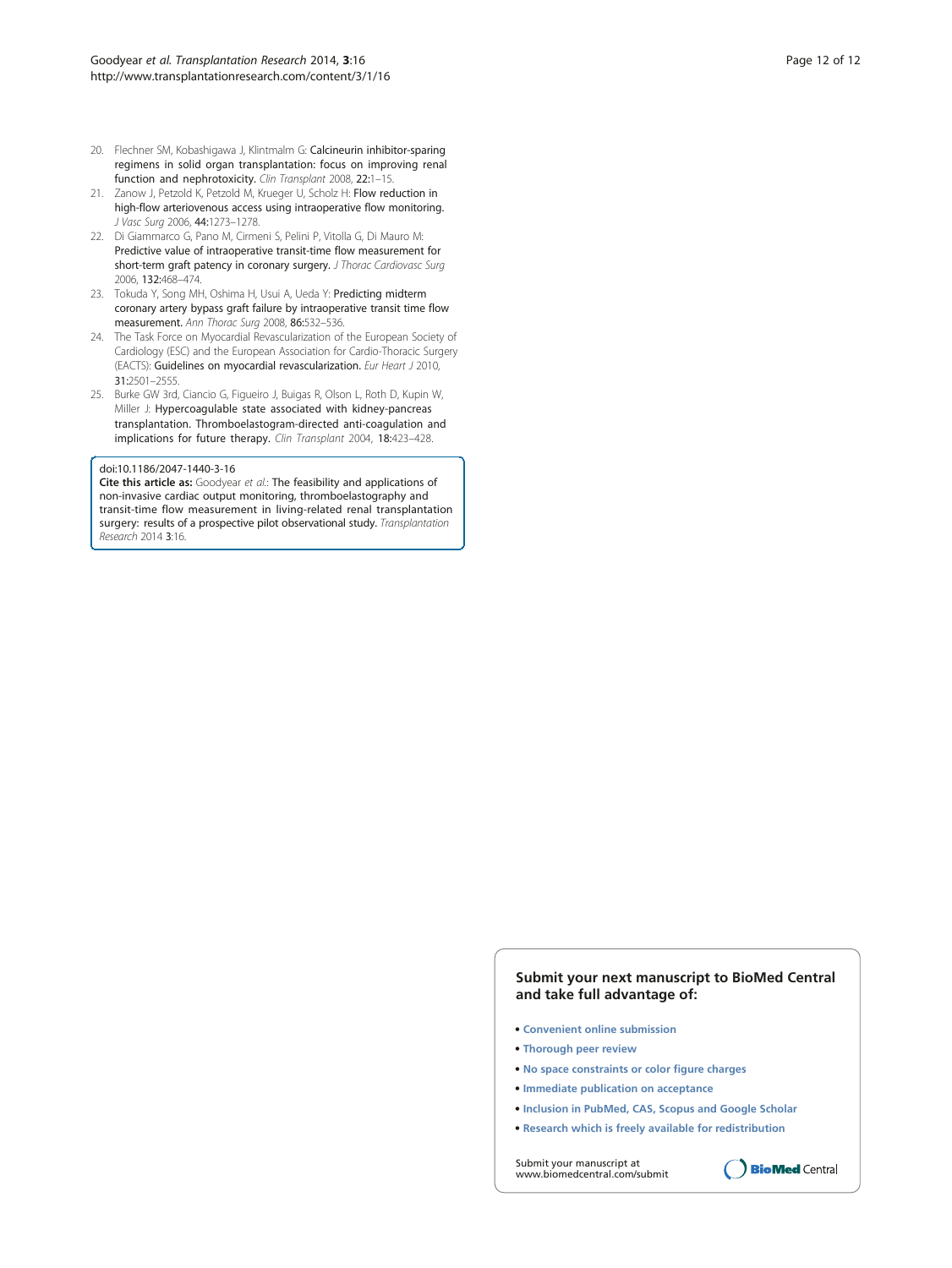20. Flechner SM, Kobashigawa J, Klintmalm G: **Calcineurin inhibitor-sparing regimens in solid organ transplantation: focus on improving renal function and nephrotoxicity.** *Clin Transplant* 2008, **22:**1–15.
21. Zanow J, Petzold K, Petzold M, Krueger U, Scholz H: **Flow reduction in high-flow arteriovenous access using intraoperative flow monitoring.** *J Vasc Surg* 2006, **44:**1273–1278.
22. Di Giammarco G, Pano M, Cirmeni S, Pelini P, Vitolla G, Di Mauro M: **Predictive value of intraoperative transit-time flow measurement for short-term graft patency in coronary surgery.** *J Thorac Cardiovasc Surg* 2006, **132:**468–474.
23. Tokuda Y, Song MH, Oshima H, Usui A, Ueda Y: **Predicting midterm coronary artery bypass graft failure by intraoperative transit time flow measurement.** *Ann Thorac Surg* 2008, **86:**532–536.
24. The Task Force on Myocardial Revascularization of the European Society of Cardiology (ESC) and the European Association for Cardio-Thoracic Surgery (EACTS): **Guidelines on myocardial revascularization.** *Eur Heart J* 2010, **31:**2501–2555.
25. Burke GW 3rd, Ciancio G, Figueiro J, Buigas R, Olson L, Roth D, Kupin W, Miller J: **Hypercoagulable state associated with kidney-pancreas transplantation. Thromboelastogram-directed anti-coagulation and implications for future therapy.** *Clin Transplant* 2004, **18:**423–428.

doi:10.1186/2047-1440-3-16

**Cite this article as:** Goodyear *et al.*: The feasibility and applications of non-invasive cardiac output monitoring, thromboelastography and transit-time flow measurement in living-related renal transplantation surgery: results of a prospective pilot observational study. *Transplantation Research* 2014 **3**:16.

**Submit your next manuscript to BioMed Central and take full advantage of:**

- **Convenient online submission**
- **Thorough peer review**
- **No space constraints or color figure charges**
- **Immediate publication on acceptance**
- **Inclusion in PubMed, CAS, Scopus and Google Scholar**
- **Research which is freely available for redistribution**

Submit your manuscript at
www.biomedcentral.com/submit

BioMed Central